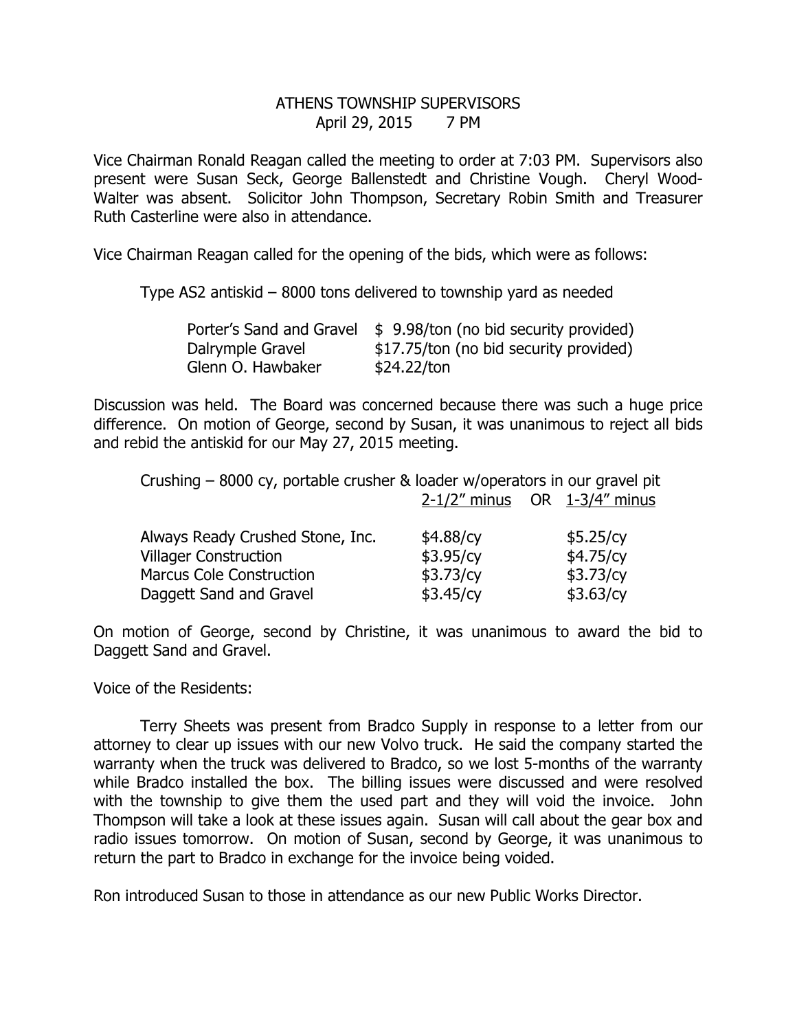# ATHENS TOWNSHIP SUPERVISORS
## April 29, 2015 7 PM

Vice Chairman Ronald Reagan called the meeting to order at 7:03 PM. Supervisors also present were Susan Seck, George Ballenstedt and Christine Vough. Cheryl Wood-Walter was absent. Solicitor John Thompson, Secretary Robin Smith and Treasurer Ruth Casterline were also in attendance.

Vice Chairman Reagan called for the opening of the bids, which were as follows:

Type AS2 antiskid – 8000 tons delivered to township yard as needed

| | |
|---|---|
| Porter's Sand and Gravel | $ 9.98/ton (no bid security provided) |
| Dalrymple Gravel | $17.75/ton (no bid security provided) |
| Glenn O. Hawbaker | $24.22/ton |

Discussion was held. The Board was concerned because there was such a huge price difference. On motion of George, second by Susan, it was unanimous to reject all bids and rebid the antiskid for our May 27, 2015 meeting.

Crushing – 8000 cy, portable crusher & loader w/operators in our gravel pit

| | 2-1/2" minus | OR 1-3/4" minus |
|---|---|---|
| Always Ready Crushed Stone, Inc. | $4.88/cy | $5.25/cy |
| Villager Construction | $3.95/cy | $4.75/cy |
| Marcus Cole Construction | $3.73/cy | $3.73/cy |
| Daggett Sand and Gravel | $3.45/cy | $3.63/cy |

On motion of George, second by Christine, it was unanimous to award the bid to Daggett Sand and Gravel.

Voice of the Residents:

Terry Sheets was present from Bradco Supply in response to a letter from our attorney to clear up issues with our new Volvo truck. He said the company started the warranty when the truck was delivered to Bradco, so we lost 5-months of the warranty while Bradco installed the box. The billing issues were discussed and were resolved with the township to give them the used part and they will void the invoice. John Thompson will take a look at these issues again. Susan will call about the gear box and radio issues tomorrow. On motion of Susan, second by George, it was unanimous to return the part to Bradco in exchange for the invoice being voided.

Ron introduced Susan to those in attendance as our new Public Works Director.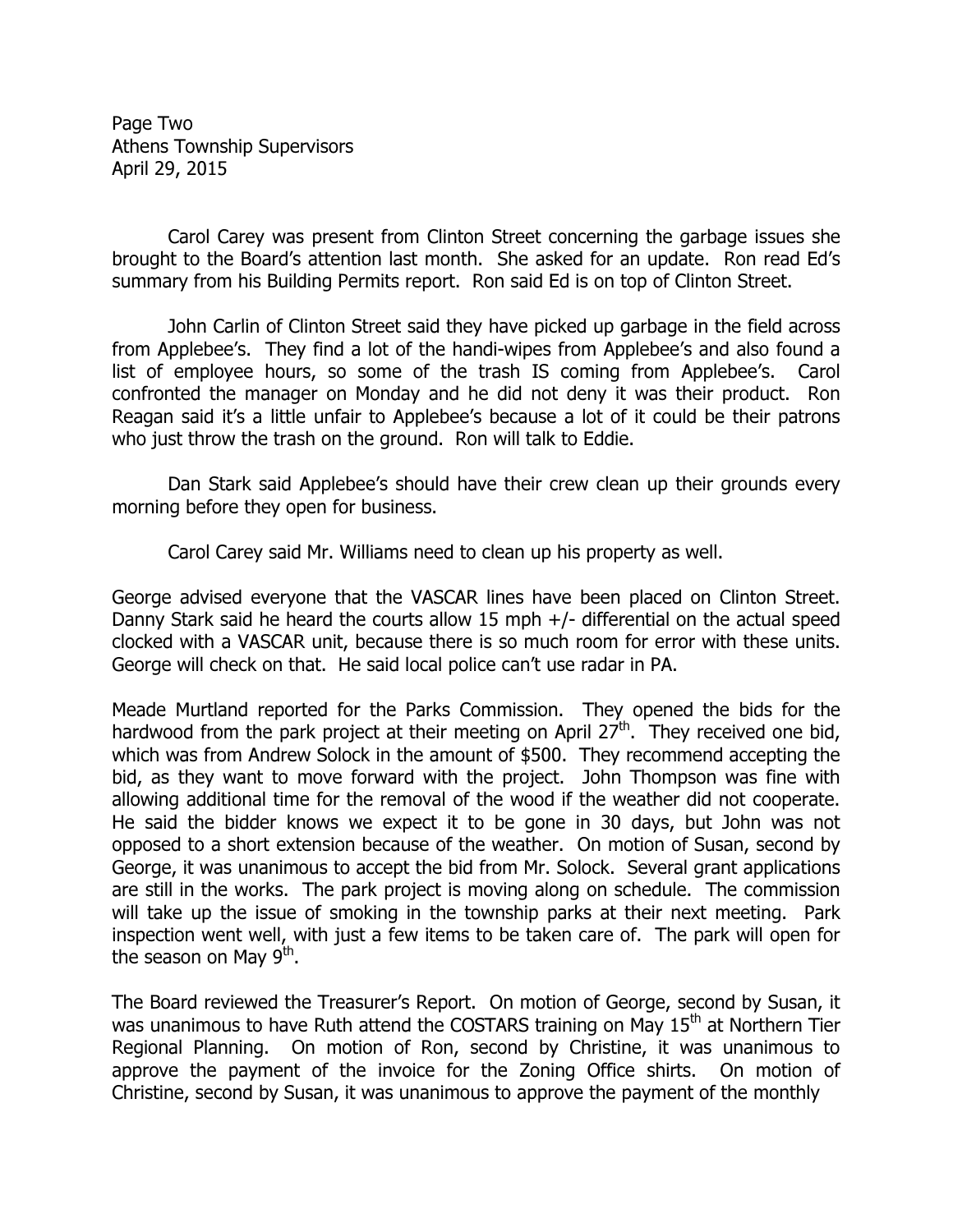Carol Carey was present from Clinton Street concerning the garbage issues she brought to the Board's attention last month. She asked for an update. Ron read Ed's summary from his Building Permits report. Ron said Ed is on top of Clinton Street.

John Carlin of Clinton Street said they have picked up garbage in the field across from Applebee's. They find a lot of the handi-wipes from Applebee's and also found a list of employee hours, so some of the trash IS coming from Applebee's. Carol confronted the manager on Monday and he did not deny it was their product. Ron Reagan said it's a little unfair to Applebee's because a lot of it could be their patrons who just throw the trash on the ground. Ron will talk to Eddie.

Dan Stark said Applebee's should have their crew clean up their grounds every morning before they open for business.

Carol Carey said Mr. Williams need to clean up his property as well.

George advised everyone that the VASCAR lines have been placed on Clinton Street. Danny Stark said he heard the courts allow 15 mph +/- differential on the actual speed clocked with a VASCAR unit, because there is so much room for error with these units. George will check on that. He said local police can't use radar in PA.

Meade Murtland reported for the Parks Commission. They opened the bids for the hardwood from the park project at their meeting on April 27th. They received one bid, which was from Andrew Solock in the amount of $500. They recommend accepting the bid, as they want to move forward with the project. John Thompson was fine with allowing additional time for the removal of the wood if the weather did not cooperate. He said the bidder knows we expect it to be gone in 30 days, but John was not opposed to a short extension because of the weather. On motion of Susan, second by George, it was unanimous to accept the bid from Mr. Solock. Several grant applications are still in the works. The park project is moving along on schedule. The commission will take up the issue of smoking in the township parks at their next meeting. Park inspection went well, with just a few items to be taken care of. The park will open for the season on May 9th.

The Board reviewed the Treasurer's Report. On motion of George, second by Susan, it was unanimous to have Ruth attend the COSTARS training on May 15th at Northern Tier Regional Planning. On motion of Ron, second by Christine, it was unanimous to approve the payment of the invoice for the Zoning Office shirts. On motion of Christine, second by Susan, it was unanimous to approve the payment of the monthly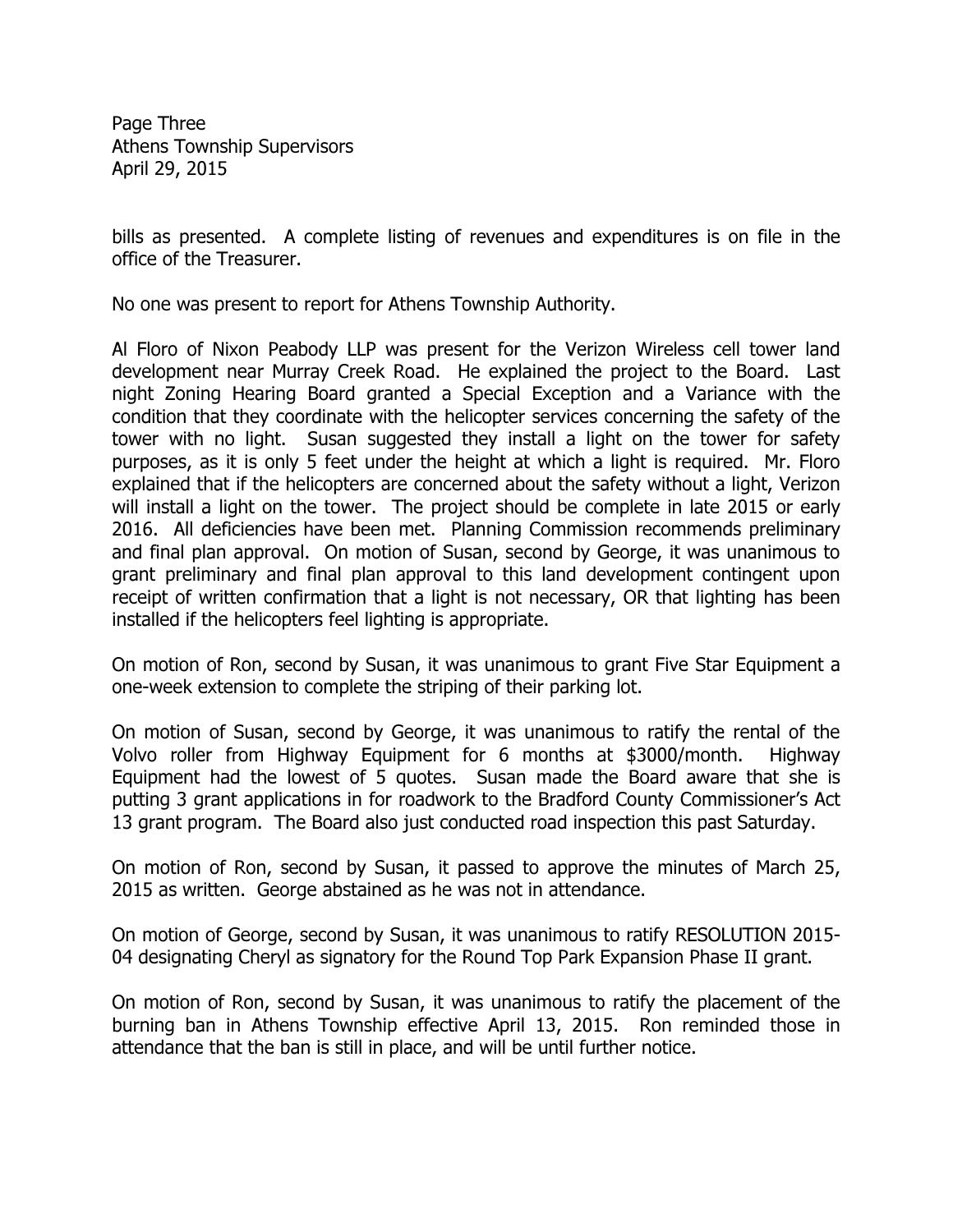bills as presented. A complete listing of revenues and expenditures is on file in the office of the Treasurer.

No one was present to report for Athens Township Authority.

Al Floro of Nixon Peabody LLP was present for the Verizon Wireless cell tower land development near Murray Creek Road. He explained the project to the Board. Last night Zoning Hearing Board granted a Special Exception and a Variance with the condition that they coordinate with the helicopter services concerning the safety of the tower with no light. Susan suggested they install a light on the tower for safety purposes, as it is only 5 feet under the height at which a light is required. Mr. Floro explained that if the helicopters are concerned about the safety without a light, Verizon will install a light on the tower. The project should be complete in late 2015 or early 2016. All deficiencies have been met. Planning Commission recommends preliminary and final plan approval. On motion of Susan, second by George, it was unanimous to grant preliminary and final plan approval to this land development contingent upon receipt of written confirmation that a light is not necessary, OR that lighting has been installed if the helicopters feel lighting is appropriate.

On motion of Ron, second by Susan, it was unanimous to grant Five Star Equipment a one-week extension to complete the striping of their parking lot.

On motion of Susan, second by George, it was unanimous to ratify the rental of the Volvo roller from Highway Equipment for 6 months at $3000/month. Highway Equipment had the lowest of 5 quotes. Susan made the Board aware that she is putting 3 grant applications in for roadwork to the Bradford County Commissioner's Act 13 grant program. The Board also just conducted road inspection this past Saturday.

On motion of Ron, second by Susan, it passed to approve the minutes of March 25, 2015 as written. George abstained as he was not in attendance.

On motion of George, second by Susan, it was unanimous to ratify RESOLUTION 2015-04 designating Cheryl as signatory for the Round Top Park Expansion Phase II grant.

On motion of Ron, second by Susan, it was unanimous to ratify the placement of the burning ban in Athens Township effective April 13, 2015. Ron reminded those in attendance that the ban is still in place, and will be until further notice.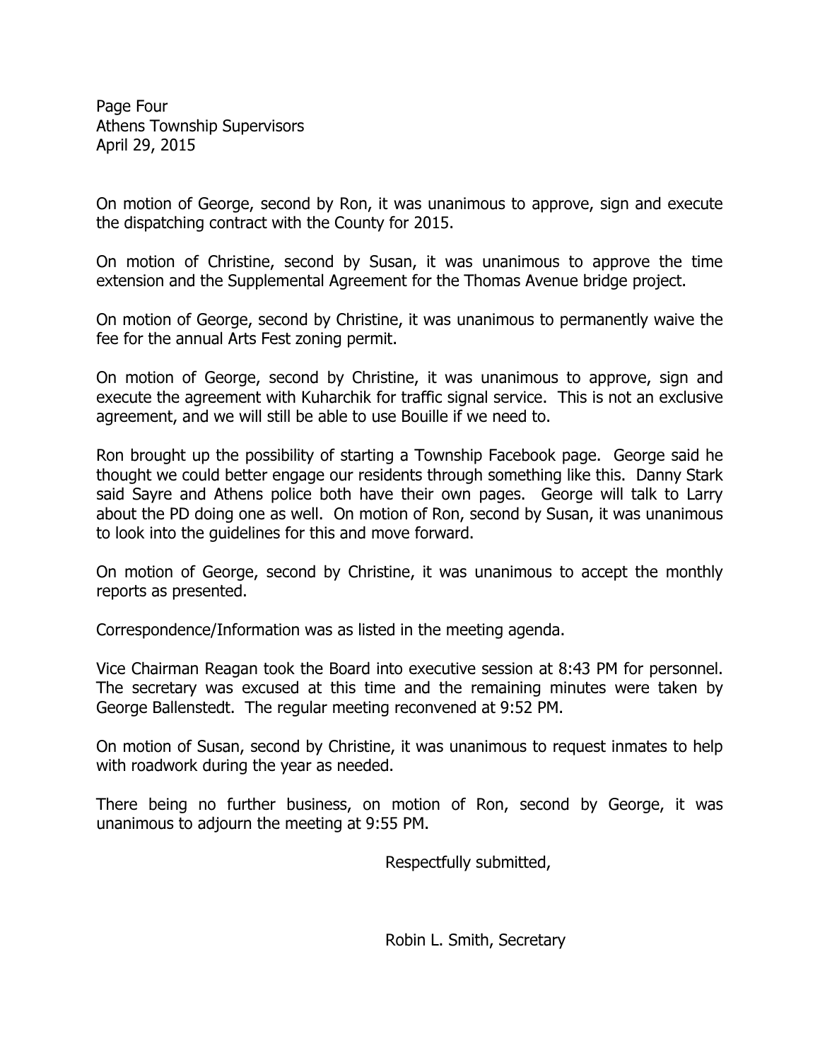On motion of George, second by Ron, it was unanimous to approve, sign and execute the dispatching contract with the County for 2015.

On motion of Christine, second by Susan, it was unanimous to approve the time extension and the Supplemental Agreement for the Thomas Avenue bridge project.

On motion of George, second by Christine, it was unanimous to permanently waive the fee for the annual Arts Fest zoning permit.

On motion of George, second by Christine, it was unanimous to approve, sign and execute the agreement with Kuharchik for traffic signal service. This is not an exclusive agreement, and we will still be able to use Bouille if we need to.

Ron brought up the possibility of starting a Township Facebook page. George said he thought we could better engage our residents through something like this. Danny Stark said Sayre and Athens police both have their own pages. George will talk to Larry about the PD doing one as well. On motion of Ron, second by Susan, it was unanimous to look into the guidelines for this and move forward.

On motion of George, second by Christine, it was unanimous to accept the monthly reports as presented.

Correspondence/Information was as listed in the meeting agenda.

Vice Chairman Reagan took the Board into executive session at 8:43 PM for personnel. The secretary was excused at this time and the remaining minutes were taken by George Ballenstedt. The regular meeting reconvened at 9:52 PM.

On motion of Susan, second by Christine, it was unanimous to request inmates to help with roadwork during the year as needed.

There being no further business, on motion of Ron, second by George, it was unanimous to adjourn the meeting at 9:55 PM.

Respectfully submitted,

Robin L. Smith, Secretary